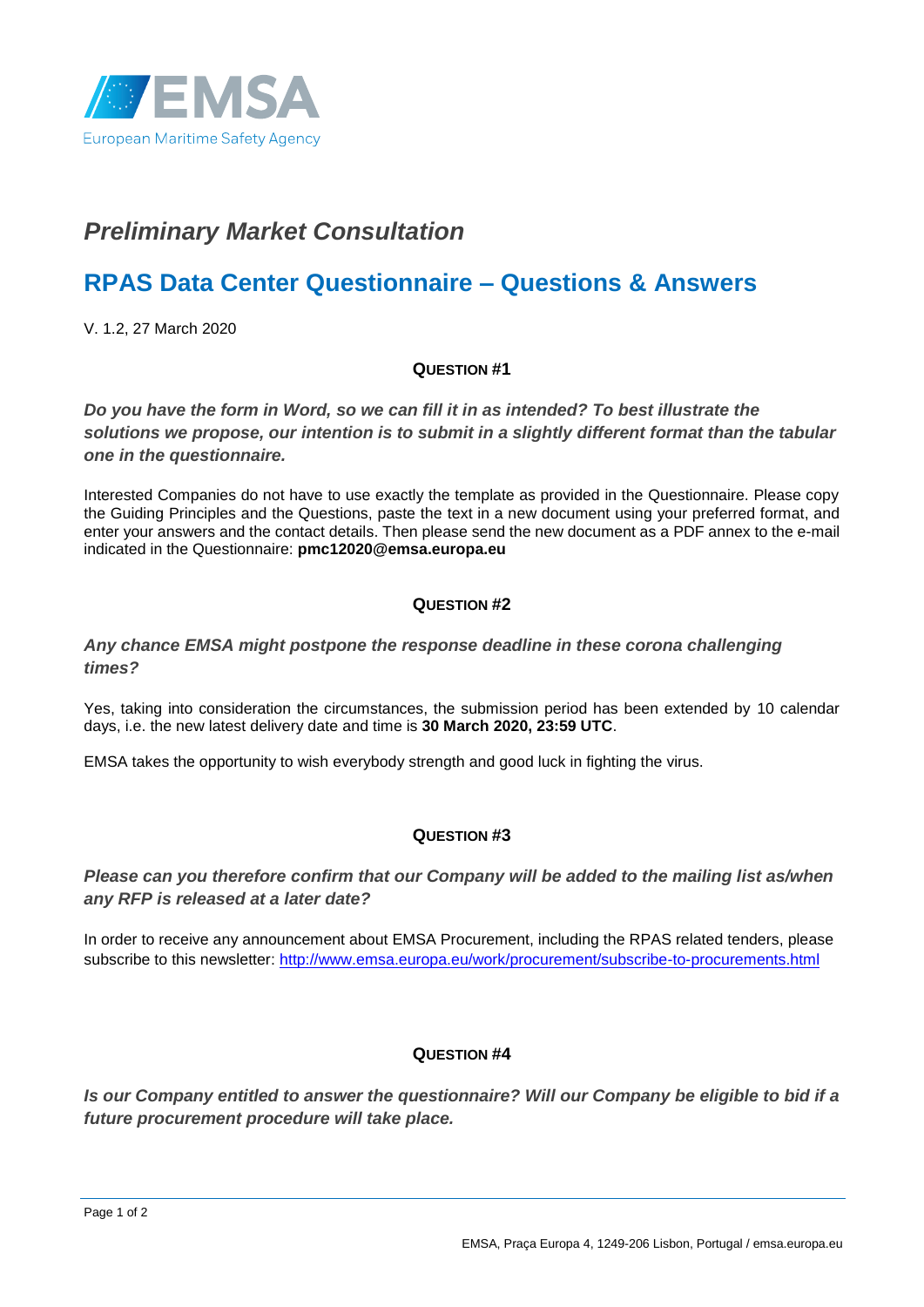EMSA
European Maritime Safety Agency

# *Preliminary Market Consultation*

# RPAS Data Center Questionnaire – Questions & Answers

V. 1.2, 27 March 2020

### QUESTION #1

***Do you have the form in Word, so we can fill it in as intended? To best illustrate the solutions we propose, our intention is to submit in a slightly different format than the tabular one in the questionnaire.***

Interested Companies do not have to use exactly the template as provided in the Questionnaire. Please copy the Guiding Principles and the Questions, paste the text in a new document using your preferred format, and enter your answers and the contact details. Then please send the new document as a PDF annex to the e-mail indicated in the Questionnaire: **pmc12020@emsa.europa.eu**

### QUESTION #2

***Any chance EMSA might postpone the response deadline in these corona challenging times?***

Yes, taking into consideration the circumstances, the submission period has been extended by 10 calendar days, i.e. the new latest delivery date and time is **30 March 2020, 23:59 UTC**.

EMSA takes the opportunity to wish everybody strength and good luck in fighting the virus.

### QUESTION #3

***Please can you therefore confirm that our Company will be added to the mailing list as/when any RFP is released at a later date?***

In order to receive any announcement about EMSA Procurement, including the RPAS related tenders, please subscribe to this newsletter: http://www.emsa.europa.eu/work/procurement/subscribe-to-procurements.html

### QUESTION #4

***Is our Company entitled to answer the questionnaire? Will our Company be eligible to bid if a future procurement procedure will take place.***

EMSA, Praça Europa 4, 1249-206 Lisbon, Portugal / emsa.europa.eu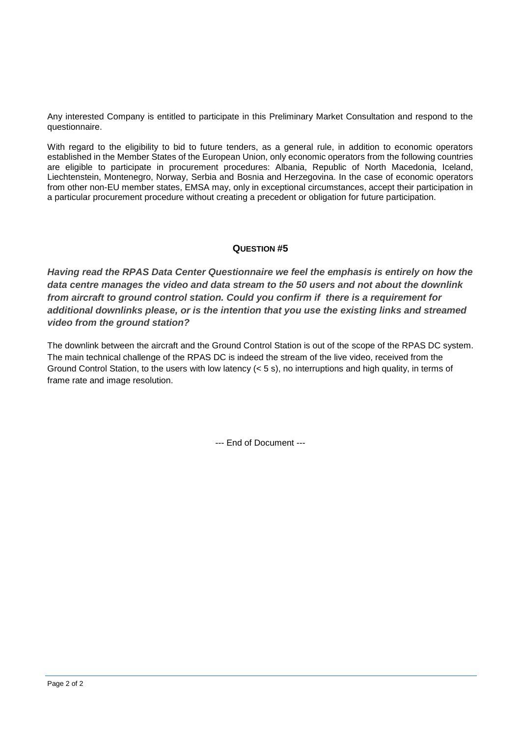Any interested Company is entitled to participate in this Preliminary Market Consultation and respond to the questionnaire.

With regard to the eligibility to bid to future tenders, as a general rule, in addition to economic operators established in the Member States of the European Union, only economic operators from the following countries are eligible to participate in procurement procedures: Albania, Republic of North Macedonia, Iceland, Liechtenstein, Montenegro, Norway, Serbia and Bosnia and Herzegovina. In the case of economic operators from other non-EU member states, EMSA may, only in exceptional circumstances, accept their participation in a particular procurement procedure without creating a precedent or obligation for future participation.

## QUESTION #5

***Having read the RPAS Data Center Questionnaire we feel the emphasis is entirely on how the data centre manages the video and data stream to the 50 users and not about the downlink from aircraft to ground control station. Could you confirm if there is a requirement for additional downlinks please, or is the intention that you use the existing links and streamed video from the ground station?***

The downlink between the aircraft and the Ground Control Station is out of the scope of the RPAS DC system. The main technical challenge of the RPAS DC is indeed the stream of the live video, received from the Ground Control Station, to the users with low latency (< 5 s), no interruptions and high quality, in terms of frame rate and image resolution.

--- End of Document ---